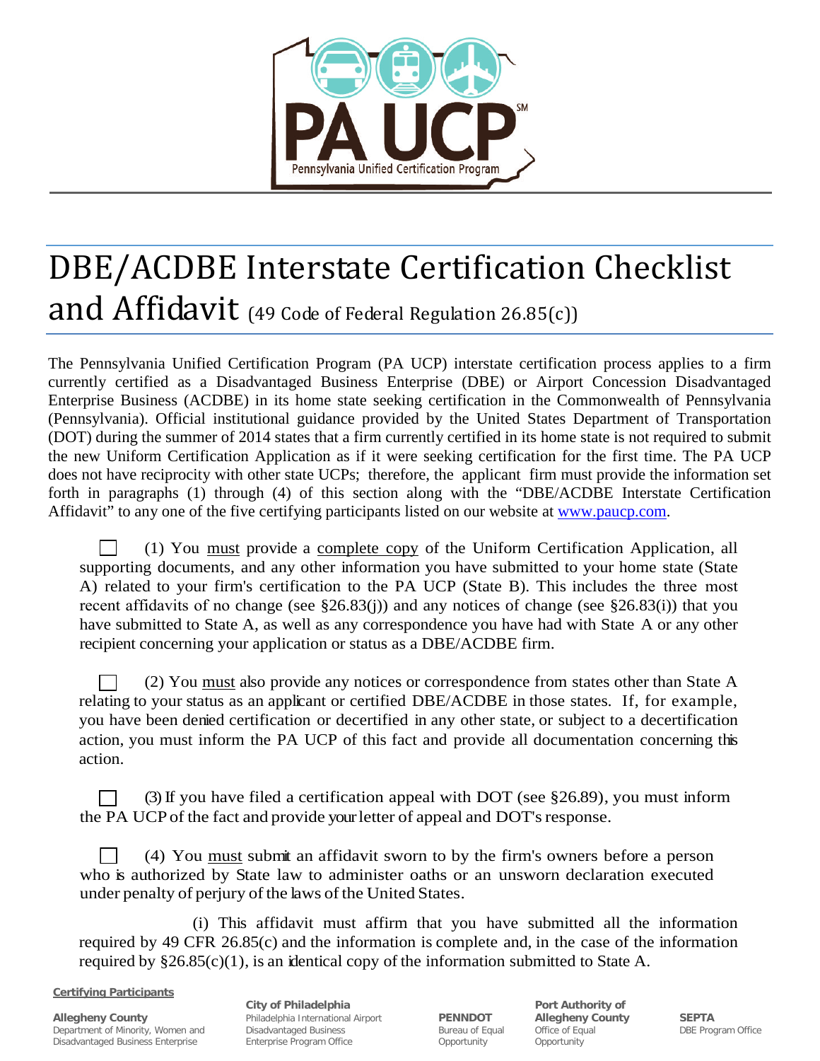# DBE/ACDBE Interstate Certification Checklist and Affidavit (49 Code of Federal Regulation 26.85(c))

The Pennsylvania Unified Certification Program (PA UCP) interstate certification process applies to a firm currently certified as a Disadvantaged Business Enterprise (DBE) or Airport Concession Disadvantaged Enterprise Business (ACDBE) in its home state seeking certification in the Commonwealth of Pennsylvania (Pennsylvania). Official institutional guidance provided by the United States Department of Transportation (DOT) during the summer of 2014 states that a firm currently certified in its home state is not required to submit the new Uniform Certification Application as if it were seeking certification for the first time. The PA UCP does not have reciprocity with other state UCPs; therefore, the applicant firm must provide the information set forth in paragraphs (1) through (4) of this section along with the "DBE/ACDBE Interstate Certification Affidavit" to any one of the five certifying participants listed on our website at www.paucp.com.

☐ (1) You must provide a complete copy of the Uniform Certification Application, all supporting documents, and any other information you have submitted to your home state (State A) related to your firm's certification to the PA UCP (State B). This includes the three most recent affidavits of no change (see §26.83(j)) and any notices of change (see §26.83(i)) that you have submitted to State A, as well as any correspondence you have had with State A or any other recipient concerning your application or status as a DBE/ACDBE firm.

☐ (2) You must also provide any notices or correspondence from states other than State A relating to your status as an applicant or certified DBE/ACDBE in those states. If, for example, you have been denied certification or decertified in any other state, or subject to a decertification action, you must inform the PA UCP of this fact and provide all documentation concerning this action.

☐ (3) If you have filed a certification appeal with DOT (see §26.89), you must inform the PA UCP of the fact and provide your letter of appeal and DOT's response.

☐ (4) You must submit an affidavit sworn to by the firm's owners before a person who is authorized by State law to administer oaths or an unsworn declaration executed under penalty of perjury of the laws of the United States.

(i) This affidavit must affirm that you have submitted all the information required by 49 CFR 26.85(c) and the information is complete and, in the case of the information required by §26.85(c)(1), is an identical copy of the information submitted to State A.

**Certifying Participants**

**Allegheny County**
Department of Minority, Women and Disadvantaged Business Enterprise

**City of Philadelphia**
Philadelphia International Airport Disadvantaged Business Enterprise Program Office

**PENNDOT**
Bureau of Equal Opportunity

**Port Authority of Allegheny County**
Office of Equal Opportunity

**SEPTA**
DBE Program Office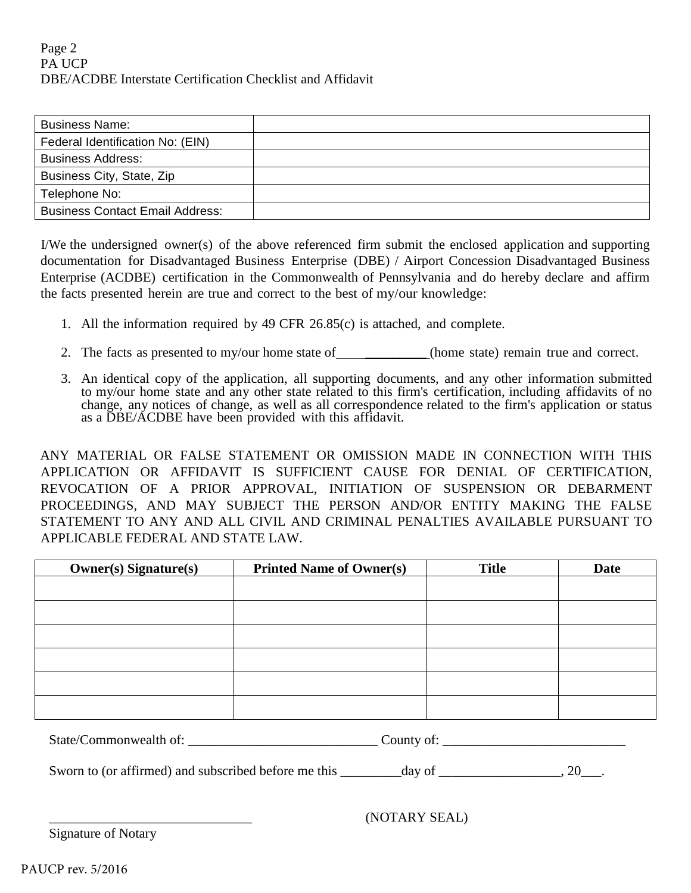Page 2
PA UCP
DBE/ACDBE Interstate Certification Checklist and Affidavit

| | |
|---|---|
| Business Name: | |
| Federal Identification No: (EIN) | |
| Business Address: | |
| Business City, State, Zip | |
| Telephone No: | |
| Business Contact Email Address: | |

I/We the undersigned owner(s) of the above referenced firm submit the enclosed application and supporting documentation for Disadvantaged Business Enterprise (DBE) / Airport Concession Disadvantaged Business Enterprise (ACDBE) certification in the Commonwealth of Pennsylvania and do hereby declare and affirm the facts presented herein are true and correct to the best of my/our knowledge:

1. All the information required by 49 CFR 26.85(c) is attached, and complete.
2. The facts as presented to my/our home state of __________ (home state) remain true and correct.
3. An identical copy of the application, all supporting documents, and any other information submitted to my/our home state and any other state related to this firm's certification, including affidavits of no change, any notices of change, as well as all correspondence related to the firm's application or status as a DBE/ACDBE have been provided with this affidavit.

ANY MATERIAL OR FALSE STATEMENT OR OMISSION MADE IN CONNECTION WITH THIS APPLICATION OR AFFIDAVIT IS SUFFICIENT CAUSE FOR DENIAL OF CERTIFICATION, REVOCATION OF A PRIOR APPROVAL, INITIATION OF SUSPENSION OR DEBARMENT PROCEEDINGS, AND MAY SUBJECT THE PERSON AND/OR ENTITY MAKING THE FALSE STATEMENT TO ANY AND ALL CIVIL AND CRIMINAL PENALTIES AVAILABLE PURSUANT TO APPLICABLE FEDERAL AND STATE LAW.

| **Owner(s) Signature(s)** | **Printed Name of Owner(s)** | **Title** | **Date** |
|---|---|---|---|
| | | | |
| | | | |
| | | | |
| | | | |
| | | | |
| | | | |

State/Commonwealth of: ____________________________ County of: ___________________________

Sworn to (or affirmed) and subscribed before me this _________day of __________________, 20___.

______________________________ (NOTARY SEAL)
Signature of Notary

PAUCP rev. 5/2016